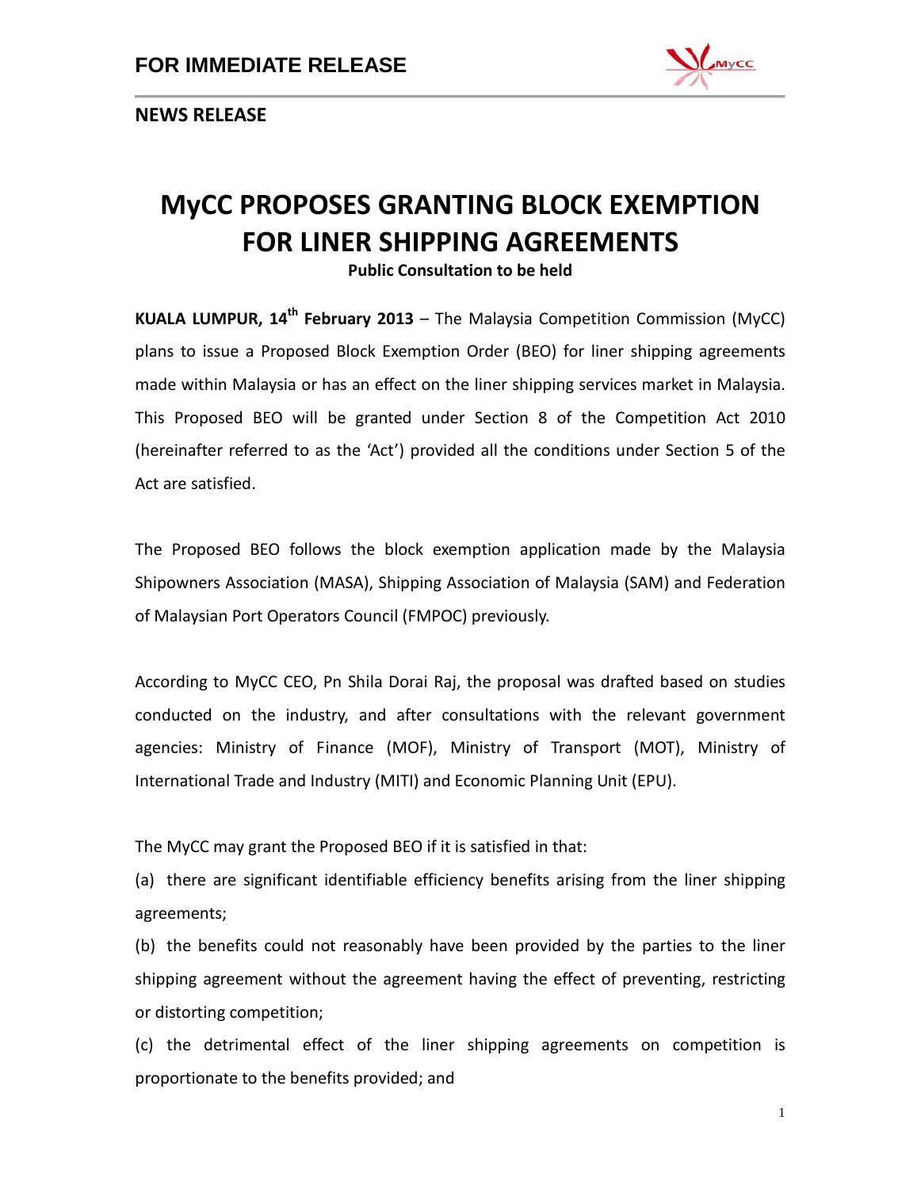**FOR IMMEDIATE RELEASE**

**NEWS RELEASE**

# MyCC PROPOSES GRANTING BLOCK EXEMPTION FOR LINER SHIPPING AGREEMENTS

**Public Consultation to be held**

**KUALA LUMPUR, 14th February 2013** – The Malaysia Competition Commission (MyCC) plans to issue a Proposed Block Exemption Order (BEO) for liner shipping agreements made within Malaysia or has an effect on the liner shipping services market in Malaysia. This Proposed BEO will be granted under Section 8 of the Competition Act 2010 (hereinafter referred to as the 'Act') provided all the conditions under Section 5 of the Act are satisfied.

The Proposed BEO follows the block exemption application made by the Malaysia Shipowners Association (MASA), Shipping Association of Malaysia (SAM) and Federation of Malaysian Port Operators Council (FMPOC) previously.

According to MyCC CEO, Pn Shila Dorai Raj, the proposal was drafted based on studies conducted on the industry, and after consultations with the relevant government agencies: Ministry of Finance (MOF), Ministry of Transport (MOT), Ministry of International Trade and Industry (MITI) and Economic Planning Unit (EPU).

The MyCC may grant the Proposed BEO if it is satisfied in that:

(a) there are significant identifiable efficiency benefits arising from the liner shipping agreements;

(b) the benefits could not reasonably have been provided by the parties to the liner shipping agreement without the agreement having the effect of preventing, restricting or distorting competition;

(c) the detrimental effect of the liner shipping agreements on competition is proportionate to the benefits provided; and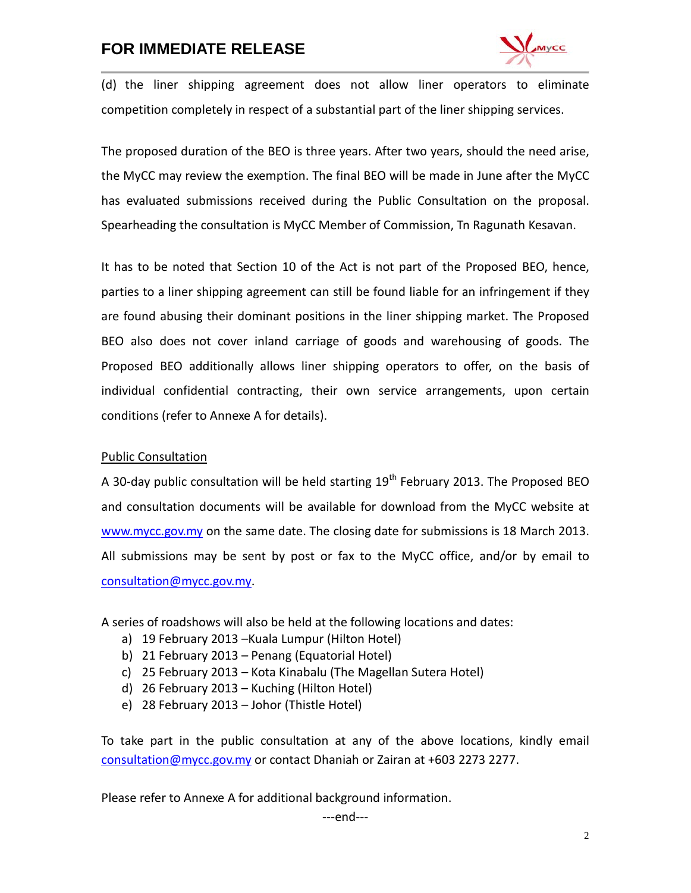(d) the liner shipping agreement does not allow liner operators to eliminate competition completely in respect of a substantial part of the liner shipping services.

The proposed duration of the BEO is three years. After two years, should the need arise, the MyCC may review the exemption. The final BEO will be made in June after the MyCC has evaluated submissions received during the Public Consultation on the proposal. Spearheading the consultation is MyCC Member of Commission, Tn Ragunath Kesavan.

It has to be noted that Section 10 of the Act is not part of the Proposed BEO, hence, parties to a liner shipping agreement can still be found liable for an infringement if they are found abusing their dominant positions in the liner shipping market. The Proposed BEO also does not cover inland carriage of goods and warehousing of goods. The Proposed BEO additionally allows liner shipping operators to offer, on the basis of individual confidential contracting, their own service arrangements, upon certain conditions (refer to Annexe A for details).

<u>Public Consultation</u>

A 30-day public consultation will be held starting 19th February 2013. The Proposed BEO and consultation documents will be available for download from the MyCC website at www.mycc.gov.my on the same date. The closing date for submissions is 18 March 2013. All submissions may be sent by post or fax to the MyCC office, and/or by email to consultation@mycc.gov.my.

A series of roadshows will also be held at the following locations and dates:

a) 19 February 2013 –Kuala Lumpur (Hilton Hotel)
b) 21 February 2013 – Penang (Equatorial Hotel)
c) 25 February 2013 – Kota Kinabalu (The Magellan Sutera Hotel)
d) 26 February 2013 – Kuching (Hilton Hotel)
e) 28 February 2013 – Johor (Thistle Hotel)

To take part in the public consultation at any of the above locations, kindly email consultation@mycc.gov.my or contact Dhaniah or Zairan at +603 2273 2277.

Please refer to Annexe A for additional background information.

---end---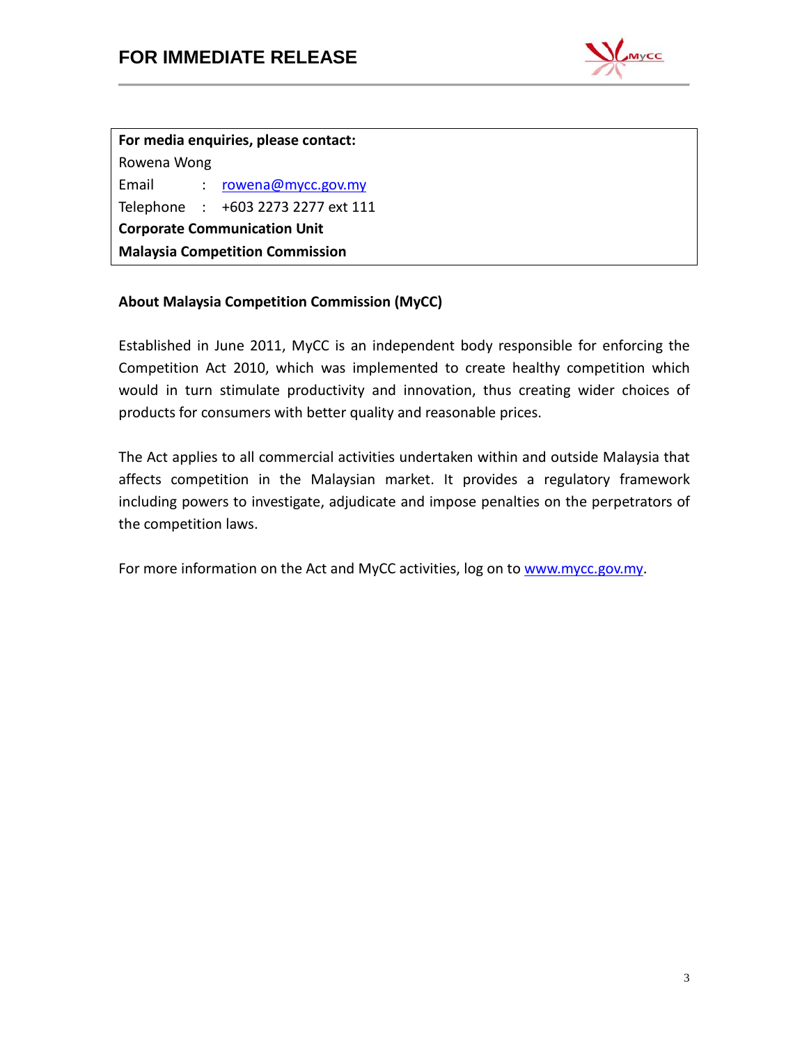**For media enquiries, please contact:**
Rowena Wong
Email : rowena@mycc.gov.my
Telephone : +603 2273 2277 ext 111
**Corporate Communication Unit**
**Malaysia Competition Commission**

**About Malaysia Competition Commission (MyCC)**

Established in June 2011, MyCC is an independent body responsible for enforcing the Competition Act 2010, which was implemented to create healthy competition which would in turn stimulate productivity and innovation, thus creating wider choices of products for consumers with better quality and reasonable prices.

The Act applies to all commercial activities undertaken within and outside Malaysia that affects competition in the Malaysian market. It provides a regulatory framework including powers to investigate, adjudicate and impose penalties on the perpetrators of the competition laws.

For more information on the Act and MyCC activities, log on to www.mycc.gov.my.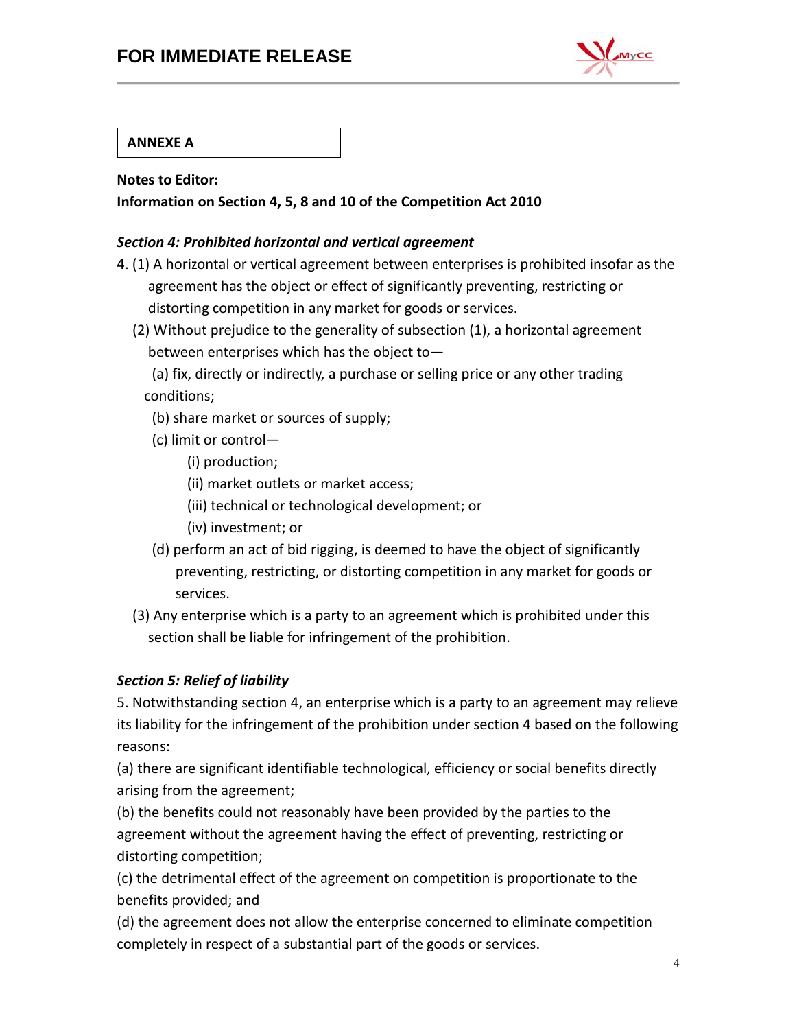**ANNEXE A**

**Notes to Editor:**

**Information on Section 4, 5, 8 and 10 of the Competition Act 2010**

***Section 4: Prohibited horizontal and vertical agreement***

4. (1) A horizontal or vertical agreement between enterprises is prohibited insofar as the agreement has the object or effect of significantly preventing, restricting or distorting competition in any market for goods or services.

(2) Without prejudice to the generality of subsection (1), a horizontal agreement between enterprises which has the object to—

(a) fix, directly or indirectly, a purchase or selling price or any other trading conditions;

(b) share market or sources of supply;

(c) limit or control—

(i) production;

(ii) market outlets or market access;

(iii) technical or technological development; or

(iv) investment; or

(d) perform an act of bid rigging, is deemed to have the object of significantly preventing, restricting, or distorting competition in any market for goods or services.

(3) Any enterprise which is a party to an agreement which is prohibited under this section shall be liable for infringement of the prohibition.

***Section 5: Relief of liability***

5. Notwithstanding section 4, an enterprise which is a party to an agreement may relieve its liability for the infringement of the prohibition under section 4 based on the following reasons:

(a) there are significant identifiable technological, efficiency or social benefits directly arising from the agreement;

(b) the benefits could not reasonably have been provided by the parties to the agreement without the agreement having the effect of preventing, restricting or distorting competition;

(c) the detrimental effect of the agreement on competition is proportionate to the benefits provided; and

(d) the agreement does not allow the enterprise concerned to eliminate competition completely in respect of a substantial part of the goods or services.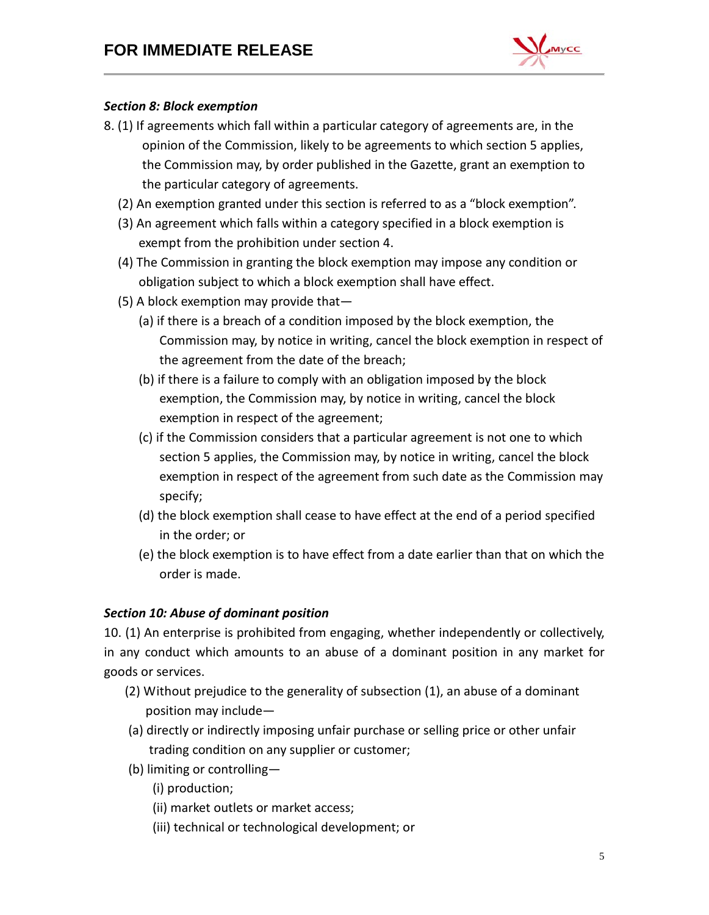***Section 8: Block exemption***

8. (1) If agreements which fall within a particular category of agreements are, in the opinion of the Commission, likely to be agreements to which section 5 applies, the Commission may, by order published in the Gazette, grant an exemption to the particular category of agreements.

(2) An exemption granted under this section is referred to as a "block exemption".

(3) An agreement which falls within a category specified in a block exemption is exempt from the prohibition under section 4.

(4) The Commission in granting the block exemption may impose any condition or obligation subject to which a block exemption shall have effect.

(5) A block exemption may provide that—

(a) if there is a breach of a condition imposed by the block exemption, the Commission may, by notice in writing, cancel the block exemption in respect of the agreement from the date of the breach;

(b) if there is a failure to comply with an obligation imposed by the block exemption, the Commission may, by notice in writing, cancel the block exemption in respect of the agreement;

(c) if the Commission considers that a particular agreement is not one to which section 5 applies, the Commission may, by notice in writing, cancel the block exemption in respect of the agreement from such date as the Commission may specify;

(d) the block exemption shall cease to have effect at the end of a period specified in the order; or

(e) the block exemption is to have effect from a date earlier than that on which the order is made.

***Section 10: Abuse of dominant position***

10. (1) An enterprise is prohibited from engaging, whether independently or collectively, in any conduct which amounts to an abuse of a dominant position in any market for goods or services.

(2) Without prejudice to the generality of subsection (1), an abuse of a dominant position may include—

(a) directly or indirectly imposing unfair purchase or selling price or other unfair trading condition on any supplier or customer;

(b) limiting or controlling—

(i) production;

(ii) market outlets or market access;

(iii) technical or technological development; or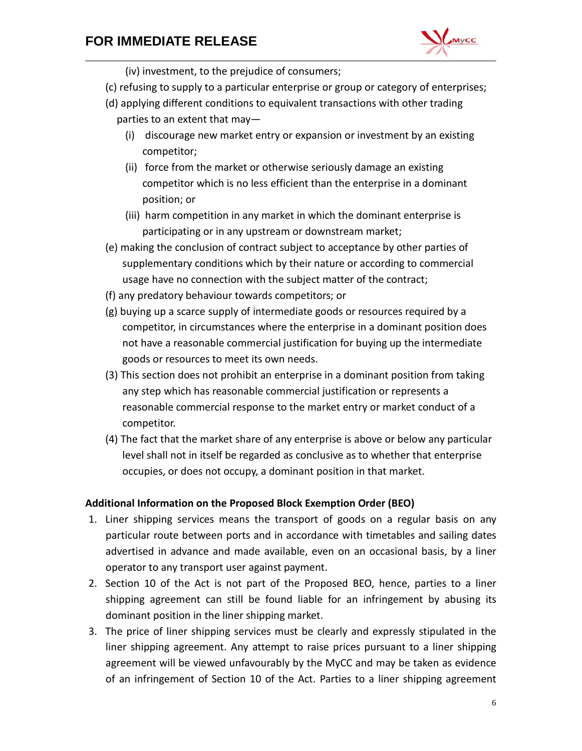(iv) investment, to the prejudice of consumers;

(c) refusing to supply to a particular enterprise or group or category of enterprises;

(d) applying different conditions to equivalent transactions with other trading parties to an extent that may—

  (i) discourage new market entry or expansion or investment by an existing competitor;

  (ii) force from the market or otherwise seriously damage an existing competitor which is no less efficient than the enterprise in a dominant position; or

  (iii) harm competition in any market in which the dominant enterprise is participating or in any upstream or downstream market;

(e) making the conclusion of contract subject to acceptance by other parties of supplementary conditions which by their nature or according to commercial usage have no connection with the subject matter of the contract;

(f) any predatory behaviour towards competitors; or

(g) buying up a scarce supply of intermediate goods or resources required by a competitor, in circumstances where the enterprise in a dominant position does not have a reasonable commercial justification for buying up the intermediate goods or resources to meet its own needs.

(3) This section does not prohibit an enterprise in a dominant position from taking any step which has reasonable commercial justification or represents a reasonable commercial response to the market entry or market conduct of a competitor.

(4) The fact that the market share of any enterprise is above or below any particular level shall not in itself be regarded as conclusive as to whether that enterprise occupies, or does not occupy, a dominant position in that market.

**Additional Information on the Proposed Block Exemption Order (BEO)**

1. Liner shipping services means the transport of goods on a regular basis on any particular route between ports and in accordance with timetables and sailing dates advertised in advance and made available, even on an occasional basis, by a liner operator to any transport user against payment.
2. Section 10 of the Act is not part of the Proposed BEO, hence, parties to a liner shipping agreement can still be found liable for an infringement by abusing its dominant position in the liner shipping market.
3. The price of liner shipping services must be clearly and expressly stipulated in the liner shipping agreement. Any attempt to raise prices pursuant to a liner shipping agreement will be viewed unfavourably by the MyCC and may be taken as evidence of an infringement of Section 10 of the Act. Parties to a liner shipping agreement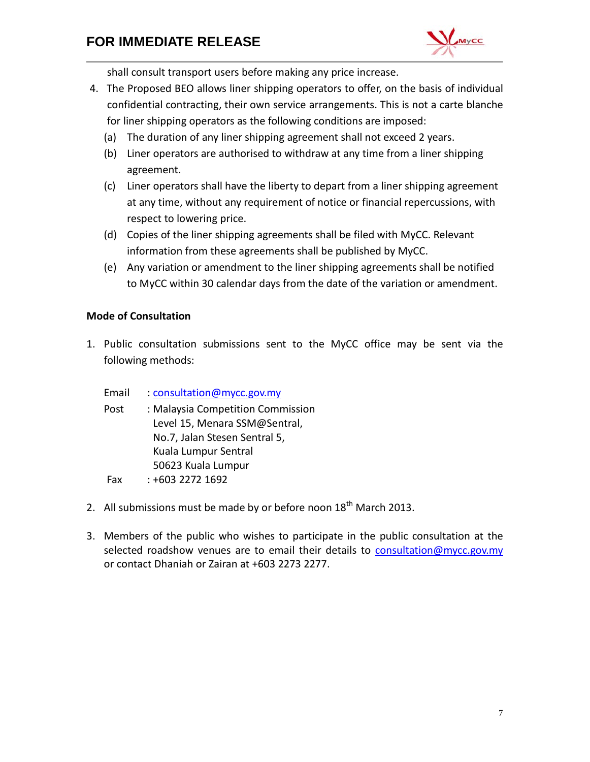shall consult transport users before making any price increase.

4. The Proposed BEO allows liner shipping operators to offer, on the basis of individual confidential contracting, their own service arrangements. This is not a carte blanche for liner shipping operators as the following conditions are imposed:
   (a) The duration of any liner shipping agreement shall not exceed 2 years.
   (b) Liner operators are authorised to withdraw at any time from a liner shipping agreement.
   (c) Liner operators shall have the liberty to depart from a liner shipping agreement at any time, without any requirement of notice or financial repercussions, with respect to lowering price.
   (d) Copies of the liner shipping agreements shall be filed with MyCC. Relevant information from these agreements shall be published by MyCC.
   (e) Any variation or amendment to the liner shipping agreements shall be notified to MyCC within 30 calendar days from the date of the variation or amendment.

**Mode of Consultation**

1. Public consultation submissions sent to the MyCC office may be sent via the following methods:

   Email : consultation@mycc.gov.my
   Post : Malaysia Competition Commission
   Level 15, Menara SSM@Sentral,
   No.7, Jalan Stesen Sentral 5,
   Kuala Lumpur Sentral
   50623 Kuala Lumpur
   Fax : +603 2272 1692

2. All submissions must be made by or before noon 18th March 2013.

3. Members of the public who wishes to participate in the public consultation at the selected roadshow venues are to email their details to consultation@mycc.gov.my or contact Dhaniah or Zairan at +603 2273 2277.